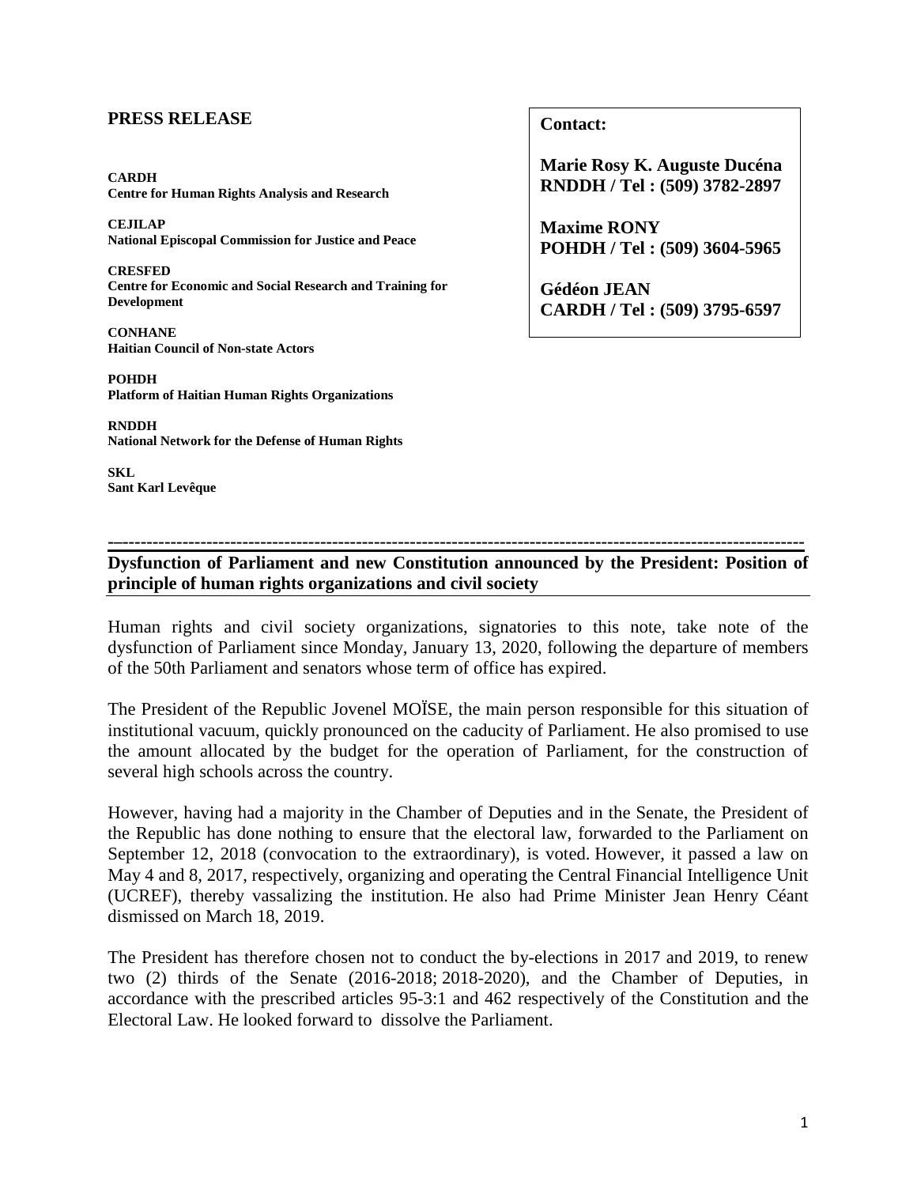## PRESS RELEASE

**CARDH**
**Centre for Human Rights Analysis and Research**

**CEJILAP**
**National Episcopal Commission for Justice and Peace**

**CRESFED**
**Centre for Economic and Social Research and Training for Development**

**CONHANE**
**Haitian Council of Non-state Actors**

**POHDH**
**Platform of Haitian Human Rights Organizations**

**RNDDH**
**National Network for the Defense of Human Rights**

**SKL**
**Sant Karl Levêque**

**Contact:**

**Marie Rosy K. Auguste Ducéna**
**RNDDH / Tel : (509) 3782-2897**

**Maxime RONY**
**POHDH / Tel : (509) 3604-5965**

**Gédéon JEAN**
**CARDH / Tel : (509) 3795-6597**

---

**Dysfunction of Parliament and new Constitution announced by the President: Position of principle of human rights organizations and civil society**

Human rights and civil society organizations, signatories to this note, take note of the dysfunction of Parliament since Monday, January 13, 2020, following the departure of members of the 50th Parliament and senators whose term of office has expired.

The President of the Republic Jovenel MOÏSE, the main person responsible for this situation of institutional vacuum, quickly pronounced on the caducity of Parliament. He also promised to use the amount allocated by the budget for the operation of Parliament, for the construction of several high schools across the country.

However, having had a majority in the Chamber of Deputies and in the Senate, the President of the Republic has done nothing to ensure that the electoral law, forwarded to the Parliament on September 12, 2018 (convocation to the extraordinary), is voted. However, it passed a law on May 4 and 8, 2017, respectively, organizing and operating the Central Financial Intelligence Unit (UCREF), thereby vassalizing the institution. He also had Prime Minister Jean Henry Céant dismissed on March 18, 2019.

The President has therefore chosen not to conduct the by-elections in 2017 and 2019, to renew two (2) thirds of the Senate (2016-2018; 2018-2020), and the Chamber of Deputies, in accordance with the prescribed articles 95-3:1 and 462 respectively of the Constitution and the Electoral Law. He looked forward to dissolve the Parliament.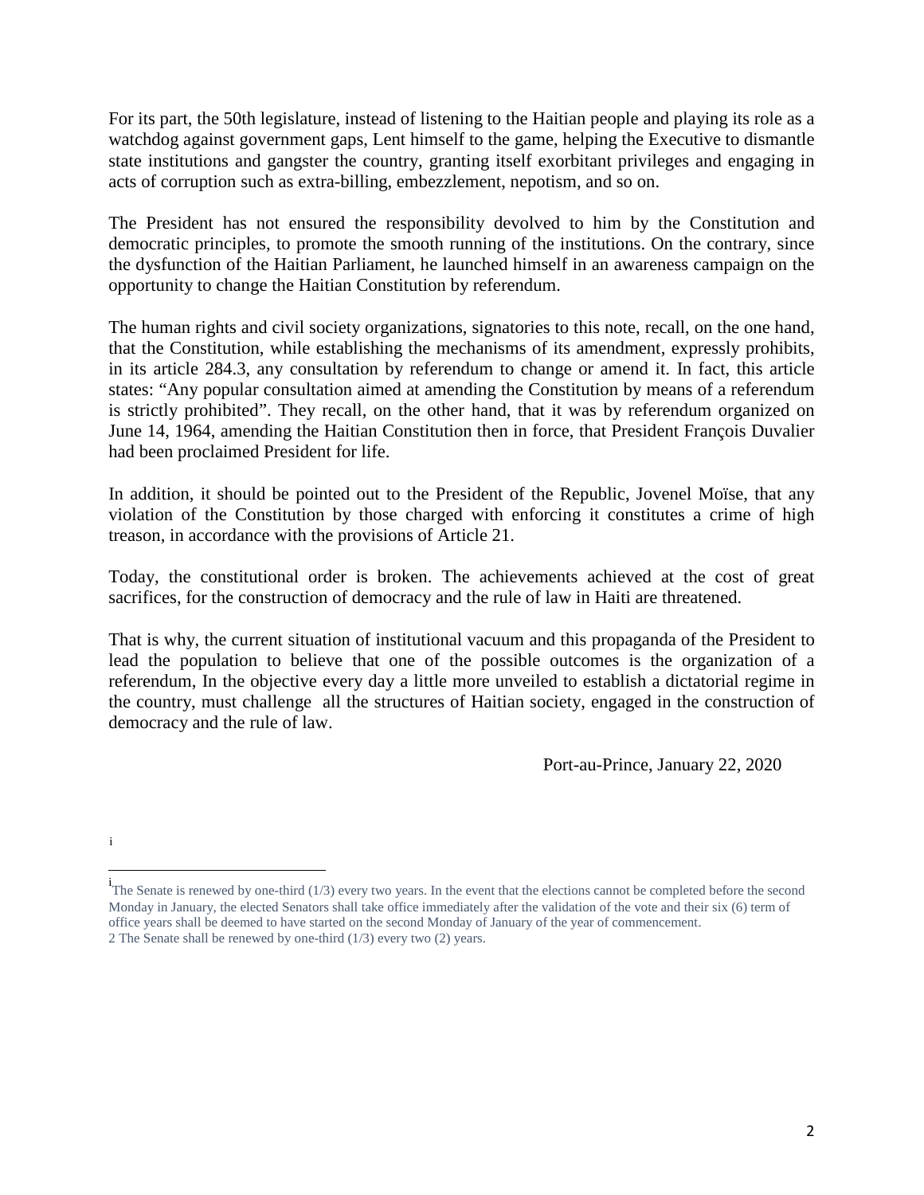For its part, the 50th legislature, instead of listening to the Haitian people and playing its role as a watchdog against government gaps, Lent himself to the game, helping the Executive to dismantle state institutions and gangster the country, granting itself exorbitant privileges and engaging in acts of corruption such as extra-billing, embezzlement, nepotism, and so on.

The President has not ensured the responsibility devolved to him by the Constitution and democratic principles, to promote the smooth running of the institutions. On the contrary, since the dysfunction of the Haitian Parliament, he launched himself in an awareness campaign on the opportunity to change the Haitian Constitution by referendum.

The human rights and civil society organizations, signatories to this note, recall, on the one hand, that the Constitution, while establishing the mechanisms of its amendment, expressly prohibits, in its article 284.3, any consultation by referendum to change or amend it. In fact, this article states: "Any popular consultation aimed at amending the Constitution by means of a referendum is strictly prohibited". They recall, on the other hand, that it was by referendum organized on June 14, 1964, amending the Haitian Constitution then in force, that President François Duvalier had been proclaimed President for life.

In addition, it should be pointed out to the President of the Republic, Jovenel Moïse, that any violation of the Constitution by those charged with enforcing it constitutes a crime of high treason, in accordance with the provisions of Article 21.

Today, the constitutional order is broken. The achievements achieved at the cost of great sacrifices, for the construction of democracy and the rule of law in Haiti are threatened.

That is why, the current situation of institutional vacuum and this propaganda of the President to lead the population to believe that one of the possible outcomes is the organization of a referendum, In the objective every day a little more unveiled to establish a dictatorial regime in the country, must challenge all the structures of Haitian society, engaged in the construction of democracy and the rule of law.

Port-au-Prince, January 22, 2020

[i]

---

[i] The Senate is renewed by one-third (1/3) every two years. In the event that the elections cannot be completed before the second Monday in January, the elected Senators shall take office immediately after the validation of the vote and their six (6) term of office years shall be deemed to have started on the second Monday of January of the year of commencement.

2 The Senate shall be renewed by one-third (1/3) every two (2) years.